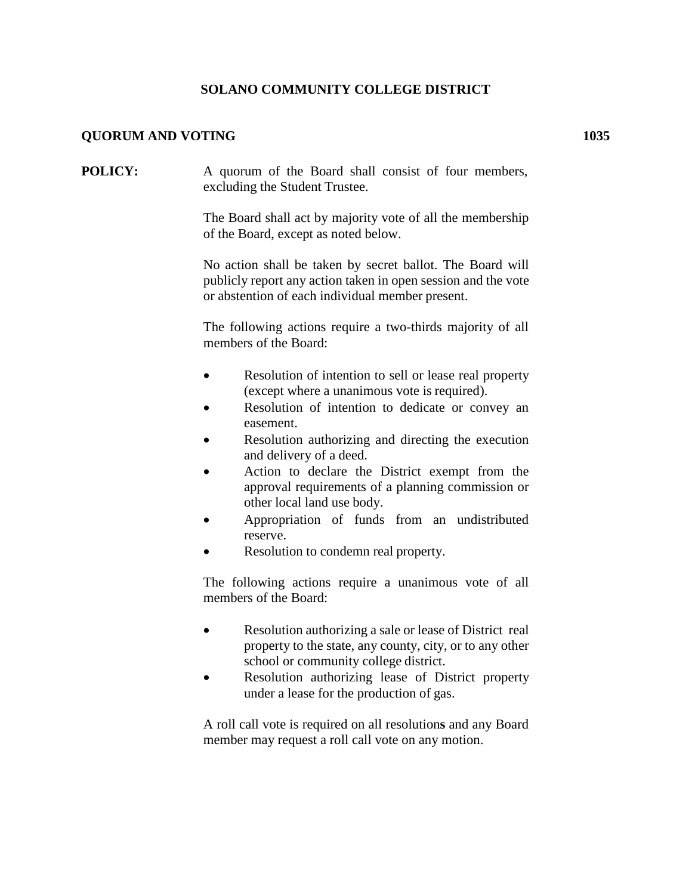**SOLANO COMMUNITY COLLEGE DISTRICT**

**QUORUM AND VOTING** **1035**

**POLICY:** A quorum of the Board shall consist of four members, excluding the Student Trustee.

The Board shall act by majority vote of all the membership of the Board, except as noted below.

No action shall be taken by secret ballot. The Board will publicly report any action taken in open session and the vote or abstention of each individual member present.

The following actions require a two-thirds majority of all members of the Board:

- Resolution of intention to sell or lease real property (except where a unanimous vote is required).
- Resolution of intention to dedicate or convey an easement.
- Resolution authorizing and directing the execution and delivery of a deed.
- Action to declare the District exempt from the approval requirements of a planning commission or other local land use body.
- Appropriation of funds from an undistributed reserve.
- Resolution to condemn real property.

The following actions require a unanimous vote of all members of the Board:

- Resolution authorizing a sale or lease of District real property to the state, any county, city, or to any other school or community college district.
- Resolution authorizing lease of District property under a lease for the production of gas.

A roll call vote is required on all resolution**s** and any Board member may request a roll call vote on any motion.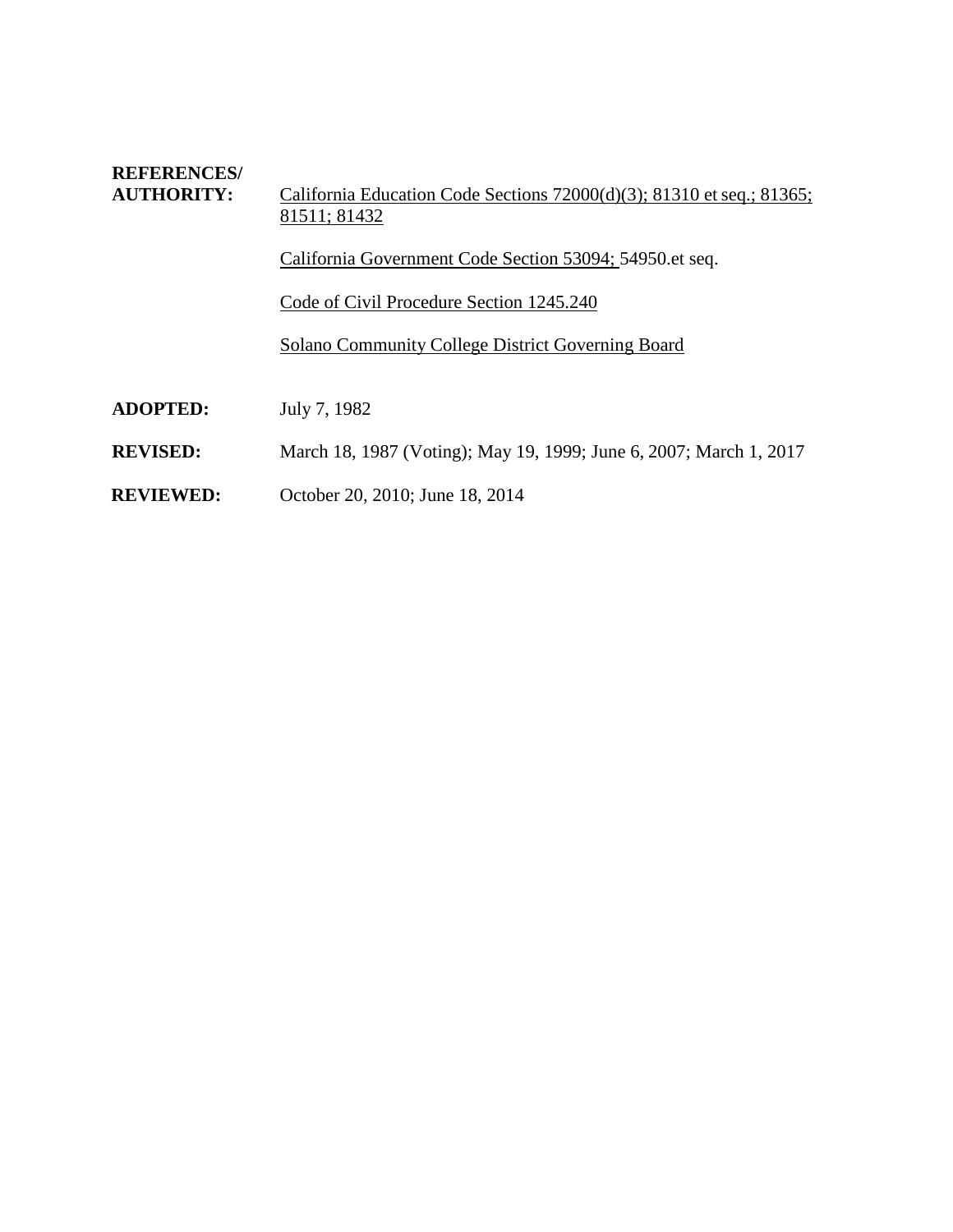**REFERENCES/**
**AUTHORITY:** California Education Code Sections 72000(d)(3); 81310 et seq.; 81365; 81511; 81432

California Government Code Section 53094; 54950.et seq.

Code of Civil Procedure Section 1245.240

Solano Community College District Governing Board

**ADOPTED:** July 7, 1982

**REVISED:** March 18, 1987 (Voting); May 19, 1999; June 6, 2007; March 1, 2017

**REVIEWED:** October 20, 2010; June 18, 2014